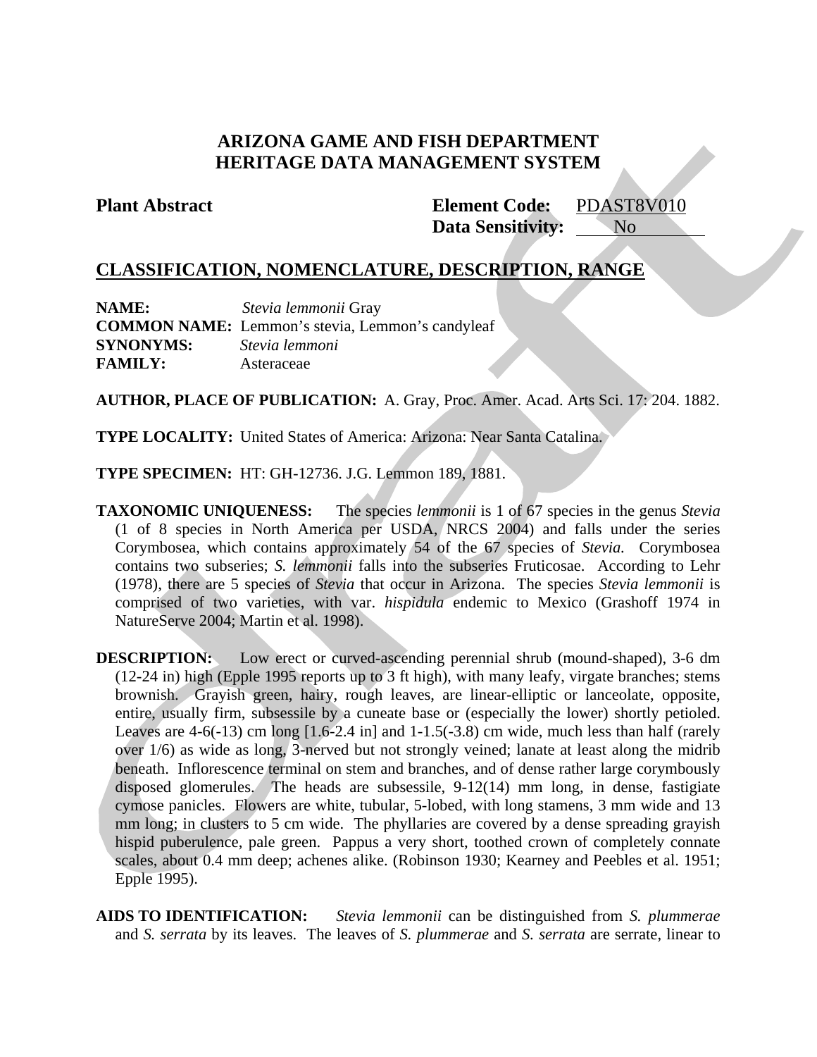# ARIZONA GAME AND FISH DEPARTMENT
# HERITAGE DATA MANAGEMENT SYSTEM

**Plant Abstract** **Element Code:** PDAST8V010
**Data Sensitivity:** No

## CLASSIFICATION, NOMENCLATURE, DESCRIPTION, RANGE

**NAME:** *Stevia lemmonii* Gray
**COMMON NAME:** Lemmon's stevia, Lemmon's candyleaf
**SYNONYMS:** *Stevia lemmoni*
**FAMILY:** Asteraceae

**AUTHOR, PLACE OF PUBLICATION:** A. Gray, Proc. Amer. Acad. Arts Sci. 17: 204. 1882.

**TYPE LOCALITY:** United States of America: Arizona: Near Santa Catalina.

**TYPE SPECIMEN:** HT: GH-12736. J.G. Lemmon 189, 1881.

**TAXONOMIC UNIQUENESS:** The species *lemmonii* is 1 of 67 species in the genus *Stevia* (1 of 8 species in North America per USDA, NRCS 2004) and falls under the series Corymbosea, which contains approximately 54 of the 67 species of *Stevia.* Corymbosea contains two subseries; *S. lemmonii* falls into the subseries Fruticosae. According to Lehr (1978), there are 5 species of *Stevia* that occur in Arizona. The species *Stevia lemmonii* is comprised of two varieties, with var. *hispidula* endemic to Mexico (Grashoff 1974 in NatureServe 2004; Martin et al. 1998).

**DESCRIPTION:** Low erect or curved-ascending perennial shrub (mound-shaped), 3-6 dm (12-24 in) high (Epple 1995 reports up to 3 ft high), with many leafy, virgate branches; stems brownish. Grayish green, hairy, rough leaves, are linear-elliptic or lanceolate, opposite, entire, usually firm, subsessile by a cuneate base or (especially the lower) shortly petioled. Leaves are 4-6(-13) cm long [1.6-2.4 in] and 1-1.5(-3.8) cm wide, much less than half (rarely over 1/6) as wide as long, 3-nerved but not strongly veined; lanate at least along the midrib beneath. Inflorescence terminal on stem and branches, and of dense rather large corymbously disposed glomerules. The heads are subsessile, 9-12(14) mm long, in dense, fastigiate cymose panicles. Flowers are white, tubular, 5-lobed, with long stamens, 3 mm wide and 13 mm long; in clusters to 5 cm wide. The phyllaries are covered by a dense spreading grayish hispid puberulence, pale green. Pappus a very short, toothed crown of completely connate scales, about 0.4 mm deep; achenes alike. (Robinson 1930; Kearney and Peebles et al. 1951; Epple 1995).

**AIDS TO IDENTIFICATION:** *Stevia lemmonii* can be distinguished from *S. plummerae* and *S. serrata* by its leaves. The leaves of *S. plummerae* and *S. serrata* are serrate, linear to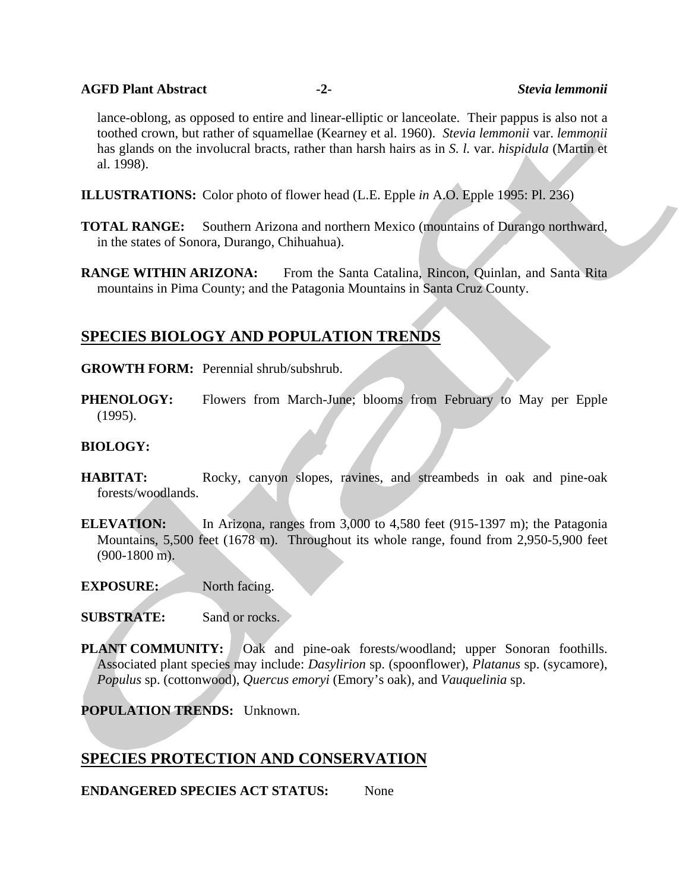lance-oblong, as opposed to entire and linear-elliptic or lanceolate. Their pappus is also not a toothed crown, but rather of squamellae (Kearney et al. 1960). *Stevia lemmonii* var. *lemmonii* has glands on the involucral bracts, rather than harsh hairs as in *S. l.* var. *hispidula* (Martin et al. 1998).

**ILLUSTRATIONS:** Color photo of flower head (L.E. Epple *in* A.O. Epple 1995: Pl. 236)

**TOTAL RANGE:** Southern Arizona and northern Mexico (mountains of Durango northward, in the states of Sonora, Durango, Chihuahua).

**RANGE WITHIN ARIZONA:** From the Santa Catalina, Rincon, Quinlan, and Santa Rita mountains in Pima County; and the Patagonia Mountains in Santa Cruz County.

## SPECIES BIOLOGY AND POPULATION TRENDS

**GROWTH FORM:** Perennial shrub/subshrub.

**PHENOLOGY:** Flowers from March-June; blooms from February to May per Epple (1995).

**BIOLOGY:**

**HABITAT:** Rocky, canyon slopes, ravines, and streambeds in oak and pine-oak forests/woodlands.

**ELEVATION:** In Arizona, ranges from 3,000 to 4,580 feet (915-1397 m); the Patagonia Mountains, 5,500 feet (1678 m). Throughout its whole range, found from 2,950-5,900 feet (900-1800 m).

**EXPOSURE:** North facing.

**SUBSTRATE:** Sand or rocks.

**PLANT COMMUNITY:** Oak and pine-oak forests/woodland; upper Sonoran foothills. Associated plant species may include: *Dasylirion* sp. (spoonflower), *Platanus* sp. (sycamore), *Populus* sp. (cottonwood), *Quercus emoryi* (Emory's oak), and *Vauquelinia* sp.

**POPULATION TRENDS:** Unknown.

## SPECIES PROTECTION AND CONSERVATION

**ENDANGERED SPECIES ACT STATUS:** None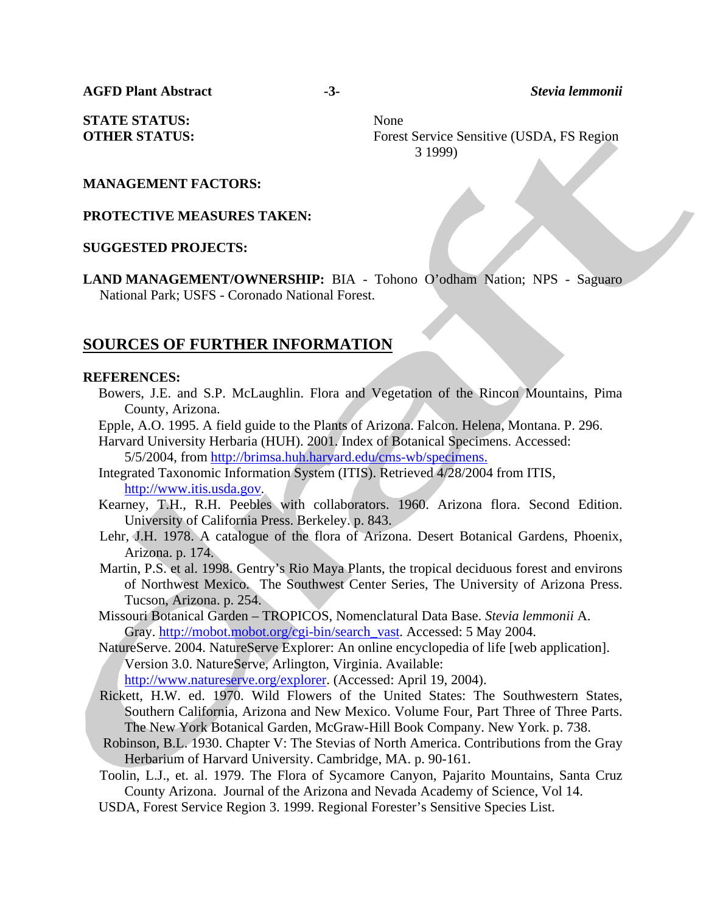**STATE STATUS:** None

**OTHER STATUS:** Forest Service Sensitive (USDA, FS Region 3 1999)

**MANAGEMENT FACTORS:**

**PROTECTIVE MEASURES TAKEN:**

**SUGGESTED PROJECTS:**

**LAND MANAGEMENT/OWNERSHIP:** BIA - Tohono O'odham Nation; NPS - Saguaro National Park; USFS - Coronado National Forest.

## SOURCES OF FURTHER INFORMATION

**REFERENCES:**

Bowers, J.E. and S.P. McLaughlin. Flora and Vegetation of the Rincon Mountains, Pima County, Arizona.

Epple, A.O. 1995. A field guide to the Plants of Arizona. Falcon. Helena, Montana. P. 296.

Harvard University Herbaria (HUH). 2001. Index of Botanical Specimens. Accessed: 5/5/2004, from http://brimsa.huh.harvard.edu/cms-wb/specimens.

Integrated Taxonomic Information System (ITIS). Retrieved 4/28/2004 from ITIS, http://www.itis.usda.gov.

Kearney, T.H., R.H. Peebles with collaborators. 1960. Arizona flora. Second Edition. University of California Press. Berkeley. p. 843.

Lehr, J.H. 1978. A catalogue of the flora of Arizona. Desert Botanical Gardens, Phoenix, Arizona. p. 174.

Martin, P.S. et al. 1998. Gentry's Rio Maya Plants, the tropical deciduous forest and environs of Northwest Mexico. The Southwest Center Series, The University of Arizona Press. Tucson, Arizona. p. 254.

Missouri Botanical Garden – TROPICOS, Nomenclatural Data Base. *Stevia lemmonii* A. Gray. http://mobot.mobot.org/cgi-bin/search_vast. Accessed: 5 May 2004.

NatureServe. 2004. NatureServe Explorer: An online encyclopedia of life [web application]. Version 3.0. NatureServe, Arlington, Virginia. Available: http://www.natureserve.org/explorer. (Accessed: April 19, 2004).

Rickett, H.W. ed. 1970. Wild Flowers of the United States: The Southwestern States, Southern California, Arizona and New Mexico. Volume Four, Part Three of Three Parts. The New York Botanical Garden, McGraw-Hill Book Company. New York. p. 738.

Robinson, B.L. 1930. Chapter V: The Stevias of North America. Contributions from the Gray Herbarium of Harvard University. Cambridge, MA. p. 90-161.

Toolin, L.J., et. al. 1979. The Flora of Sycamore Canyon, Pajarito Mountains, Santa Cruz County Arizona. Journal of the Arizona and Nevada Academy of Science, Vol 14.

USDA, Forest Service Region 3. 1999. Regional Forester's Sensitive Species List.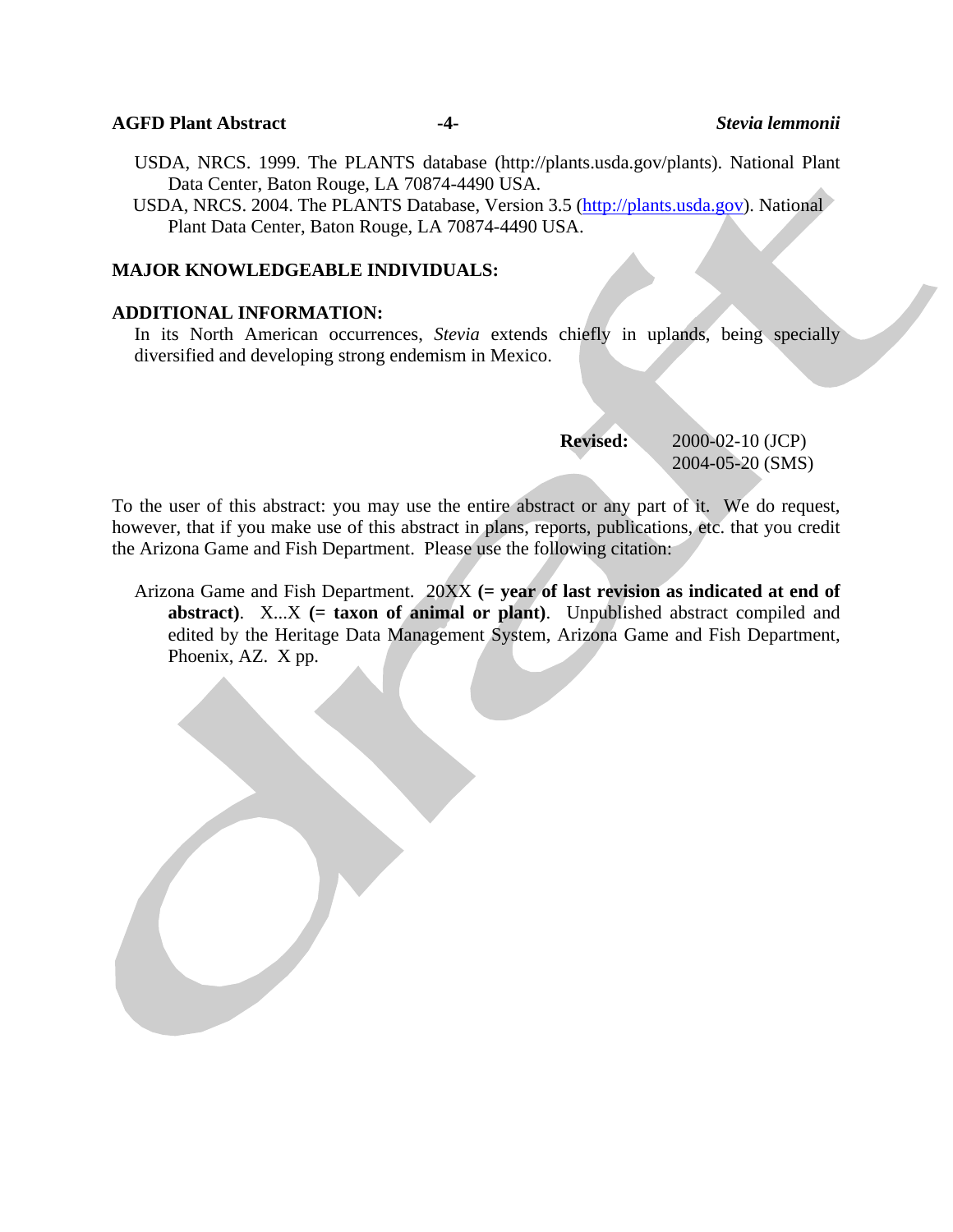USDA, NRCS. 1999. The PLANTS database (http://plants.usda.gov/plants). National Plant Data Center, Baton Rouge, LA 70874-4490 USA.

USDA, NRCS. 2004. The PLANTS Database, Version 3.5 (http://plants.usda.gov). National Plant Data Center, Baton Rouge, LA 70874-4490 USA.

## MAJOR KNOWLEDGEABLE INDIVIDUALS:

## ADDITIONAL INFORMATION:

In its North American occurrences, *Stevia* extends chiefly in uplands, being specially diversified and developing strong endemism in Mexico.

**Revised:** 2000-02-10 (JCP)
2004-05-20 (SMS)

To the user of this abstract: you may use the entire abstract or any part of it. We do request, however, that if you make use of this abstract in plans, reports, publications, etc. that you credit the Arizona Game and Fish Department. Please use the following citation:

Arizona Game and Fish Department. 20XX **(= year of last revision as indicated at end of abstract)**. X...X **(= taxon of animal or plant)**. Unpublished abstract compiled and edited by the Heritage Data Management System, Arizona Game and Fish Department, Phoenix, AZ. X pp.